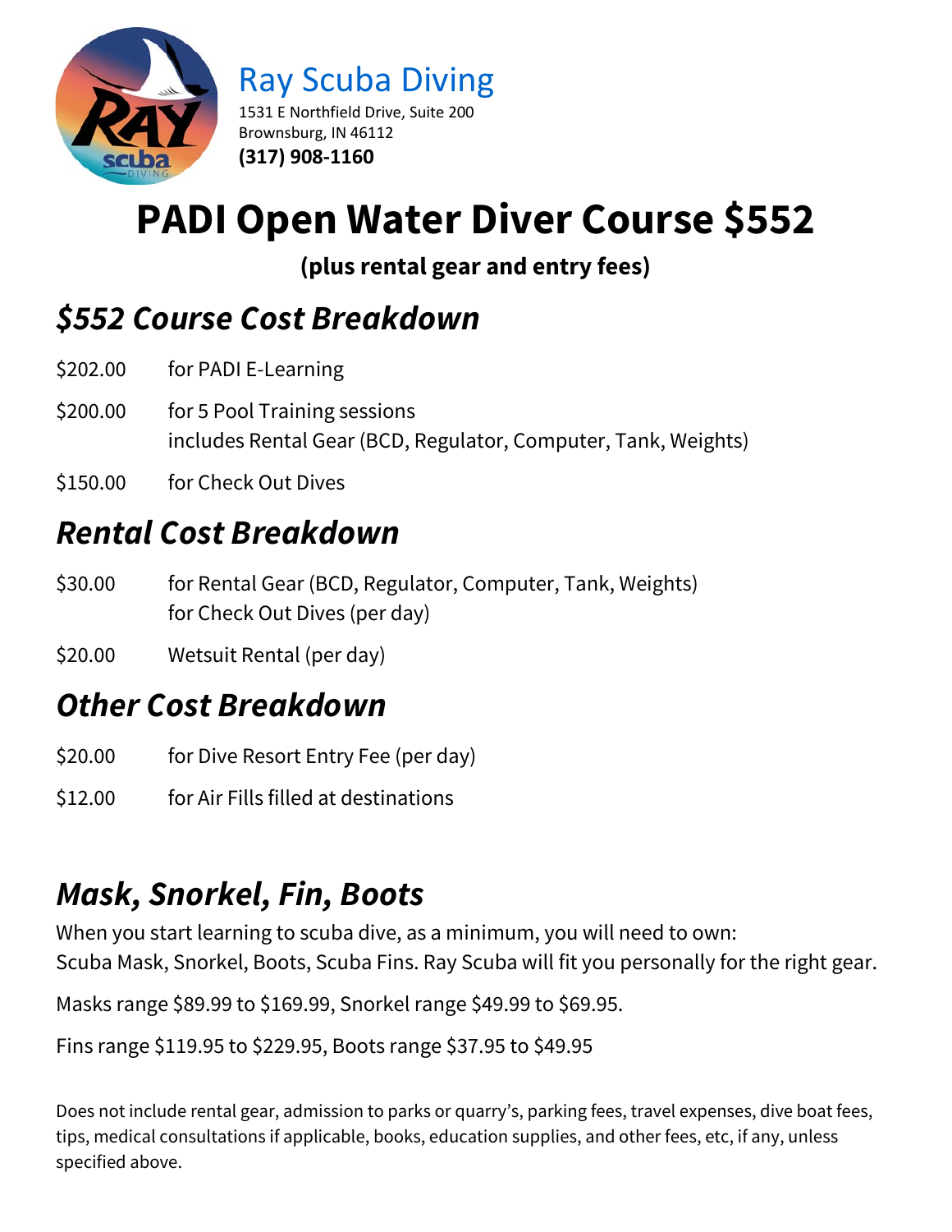Ray Scuba Diving

1531 E Northfield Drive, Suite 200
Brownsburg, IN 46112
**(317) 908-1160**

# PADI Open Water Diver Course $552

**(plus rental gear and entry fees)**

## *$552 Course Cost Breakdown*

$202.00 for PADI E-Learning

$200.00 for 5 Pool Training sessions
includes Rental Gear (BCD, Regulator, Computer, Tank, Weights)

$150.00 for Check Out Dives

## *Rental Cost Breakdown*

$30.00 for Rental Gear (BCD, Regulator, Computer, Tank, Weights)
for Check Out Dives (per day)

$20.00 Wetsuit Rental (per day)

## *Other Cost Breakdown*

$20.00 for Dive Resort Entry Fee (per day)

$12.00 for Air Fills filled at destinations

## *Mask, Snorkel, Fin, Boots*

When you start learning to scuba dive, as a minimum, you will need to own:
Scuba Mask, Snorkel, Boots, Scuba Fins. Ray Scuba will fit you personally for the right gear.

Masks range $89.99 to $169.99, Snorkel range $49.99 to $69.95.

Fins range $119.95 to $229.95, Boots range $37.95 to $49.95

Does not include rental gear, admission to parks or quarry's, parking fees, travel expenses, dive boat fees, tips, medical consultations if applicable, books, education supplies, and other fees, etc, if any, unless specified above.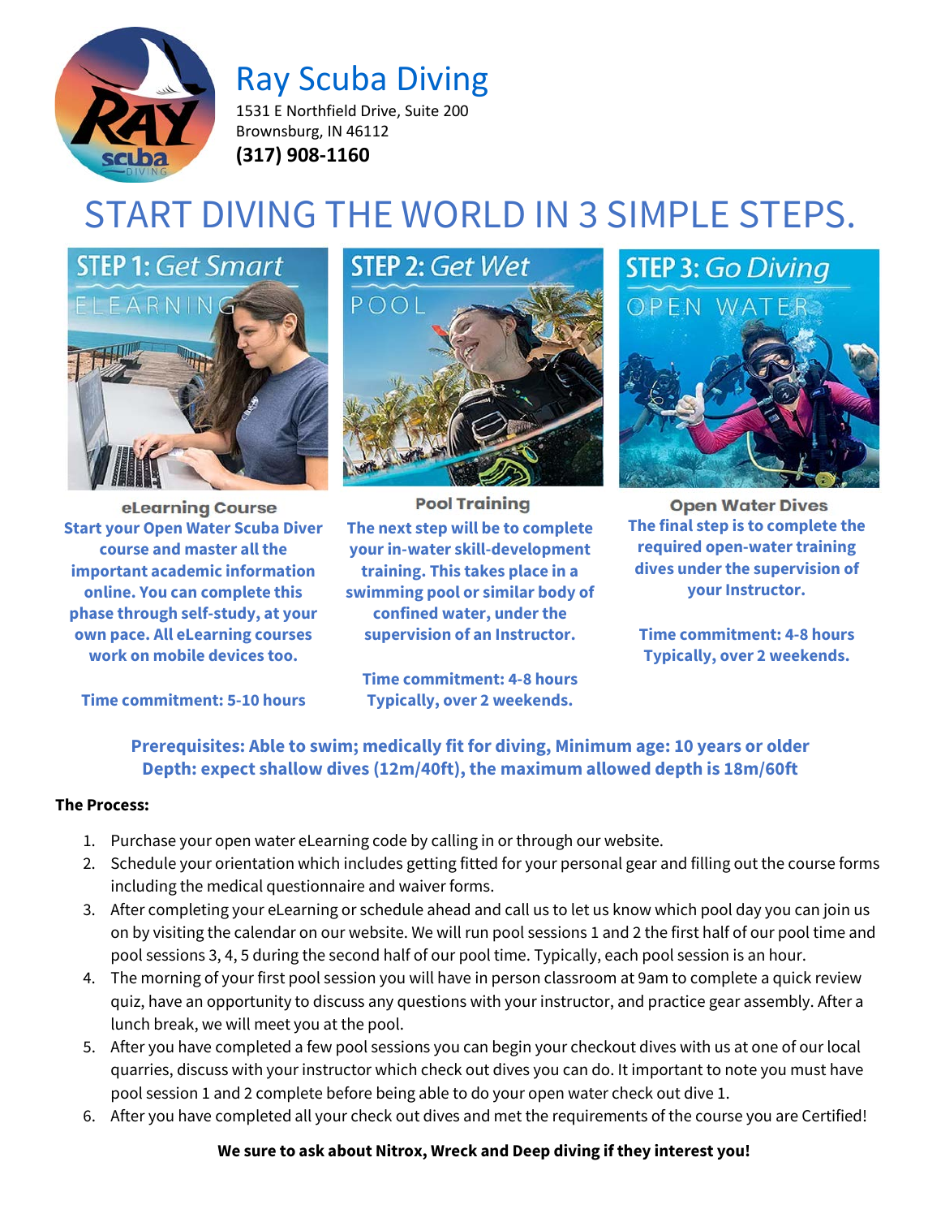# Ray Scuba Diving

1531 E Northfield Drive, Suite 200
Brownsburg, IN 46112
**(317) 908-1160**

## START DIVING THE WORLD IN 3 SIMPLE STEPS.

### STEP 1: *Get Smart* — ELEARNING

**eLearning Course**

**Start your Open Water Scuba Diver course and master all the important academic information online. You can complete this phase through self-study, at your own pace. All eLearning courses work on mobile devices too.**

**Time commitment: 5-10 hours**

### STEP 2: *Get Wet* — POOL

**Pool Training**

**The next step will be to complete your in-water skill-development training. This takes place in a swimming pool or similar body of confined water, under the supervision of an Instructor.**

**Time commitment: 4-8 hours**
**Typically, over 2 weekends.**

### STEP 3: *Go Diving* — OPEN WATER

**Open Water Dives**

**The final step is to complete the required open-water training dives under the supervision of your Instructor.**

**Time commitment: 4-8 hours**
**Typically, over 2 weekends.**

**Prerequisites: Able to swim; medically fit for diving, Minimum age: 10 years or older**
**Depth: expect shallow dives (12m/40ft), the maximum allowed depth is 18m/60ft**

**The Process:**

1. Purchase your open water eLearning code by calling in or through our website.
2. Schedule your orientation which includes getting fitted for your personal gear and filling out the course forms including the medical questionnaire and waiver forms.
3. After completing your eLearning or schedule ahead and call us to let us know which pool day you can join us on by visiting the calendar on our website. We will run pool sessions 1 and 2 the first half of our pool time and pool sessions 3, 4, 5 during the second half of our pool time. Typically, each pool session is an hour.
4. The morning of your first pool session you will have in person classroom at 9am to complete a quick review quiz, have an opportunity to discuss any questions with your instructor, and practice gear assembly. After a lunch break, we will meet you at the pool.
5. After you have completed a few pool sessions you can begin your checkout dives with us at one of our local quarries, discuss with your instructor which check out dives you can do. It important to note you must have pool session 1 and 2 complete before being able to do your open water check out dive 1.
6. After you have completed all your check out dives and met the requirements of the course you are Certified!

**We sure to ask about Nitrox, Wreck and Deep diving if they interest you!**